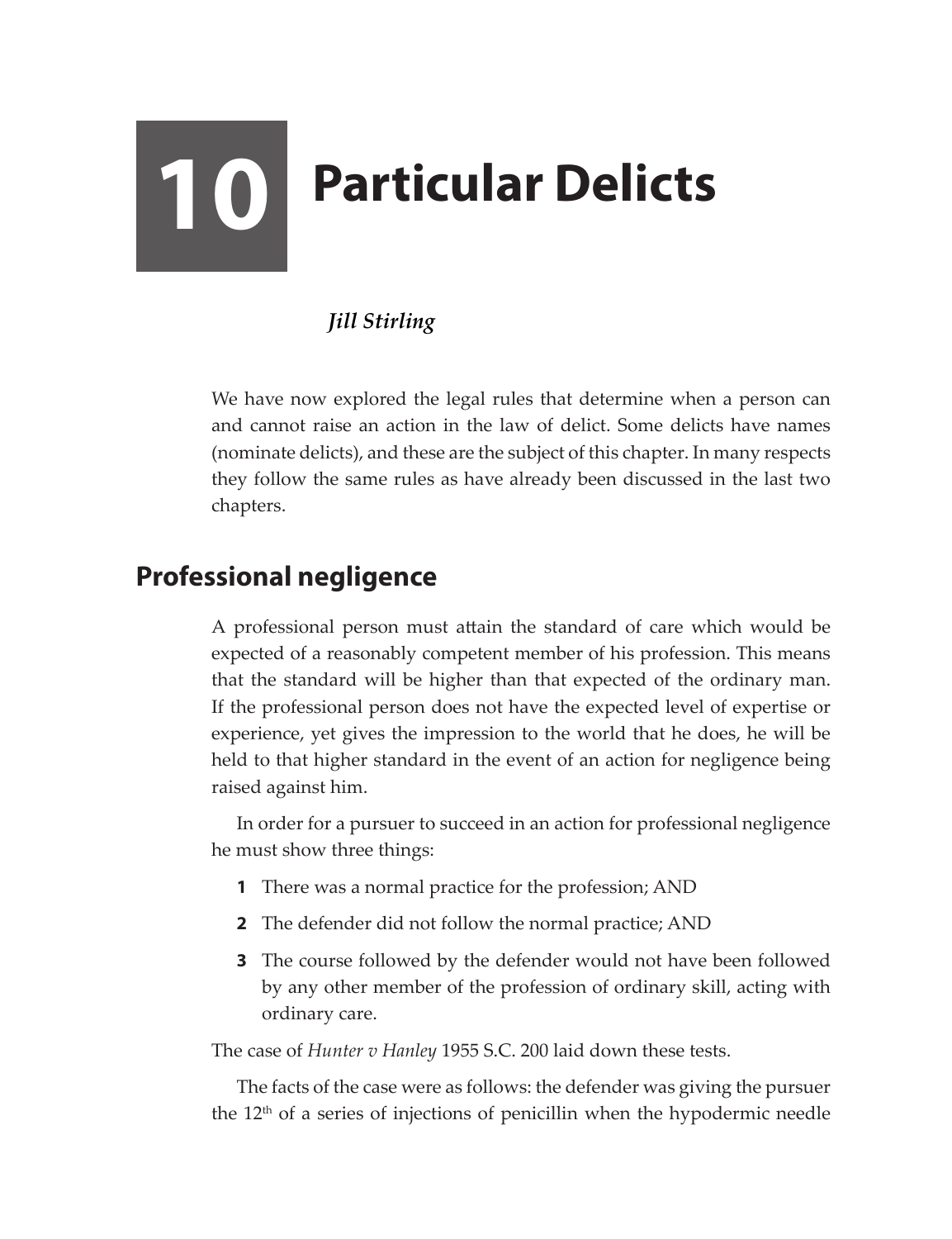# 10 Particular Delicts

*Jill Stirling*

We have now explored the legal rules that determine when a person can and cannot raise an action in the law of delict. Some delicts have names (nominate delicts), and these are the subject of this chapter. In many respects they follow the same rules as have already been discussed in the last two chapters.

## Professional negligence

A professional person must attain the standard of care which would be expected of a reasonably competent member of his profession. This means that the standard will be higher than that expected of the ordinary man. If the professional person does not have the expected level of expertise or experience, yet gives the impression to the world that he does, he will be held to that higher standard in the event of an action for negligence being raised against him.

In order for a pursuer to succeed in an action for professional negligence he must show three things:

1. There was a normal practice for the profession; AND
2. The defender did not follow the normal practice; AND
3. The course followed by the defender would not have been followed by any other member of the profession of ordinary skill, acting with ordinary care.

The case of *Hunter v Hanley* 1955 S.C. 200 laid down these tests.

The facts of the case were as follows: the defender was giving the pursuer the 12th of a series of injections of penicillin when the hypodermic needle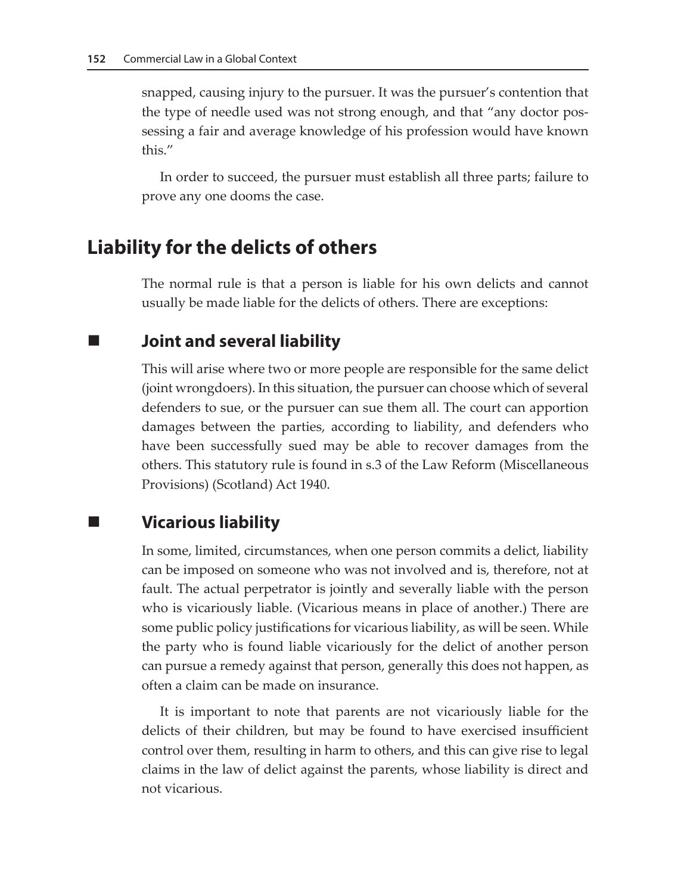snapped, causing injury to the pursuer. It was the pursuer's contention that the type of needle used was not strong enough, and that "any doctor possessing a fair and average knowledge of his profession would have known this."

In order to succeed, the pursuer must establish all three parts; failure to prove any one dooms the case.

## Liability for the delicts of others

The normal rule is that a person is liable for his own delicts and cannot usually be made liable for the delicts of others. There are exceptions:

### Joint and several liability

This will arise where two or more people are responsible for the same delict (joint wrongdoers). In this situation, the pursuer can choose which of several defenders to sue, or the pursuer can sue them all. The court can apportion damages between the parties, according to liability, and defenders who have been successfully sued may be able to recover damages from the others. This statutory rule is found in s.3 of the Law Reform (Miscellaneous Provisions) (Scotland) Act 1940.

### Vicarious liability

In some, limited, circumstances, when one person commits a delict, liability can be imposed on someone who was not involved and is, therefore, not at fault. The actual perpetrator is jointly and severally liable with the person who is vicariously liable. (Vicarious means in place of another.) There are some public policy justifications for vicarious liability, as will be seen. While the party who is found liable vicariously for the delict of another person can pursue a remedy against that person, generally this does not happen, as often a claim can be made on insurance.

It is important to note that parents are not vicariously liable for the delicts of their children, but may be found to have exercised insufficient control over them, resulting in harm to others, and this can give rise to legal claims in the law of delict against the parents, whose liability is direct and not vicarious.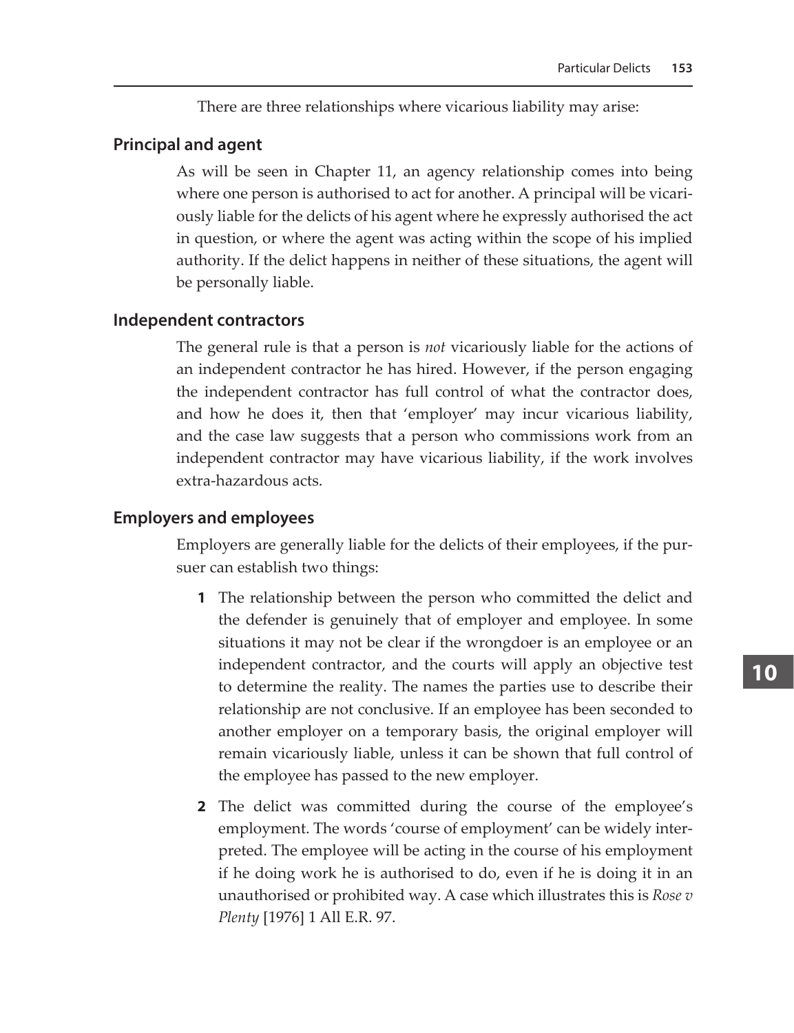There are three relationships where vicarious liability may arise:

### Principal and agent

As will be seen in Chapter 11, an agency relationship comes into being where one person is authorised to act for another. A principal will be vicariously liable for the delicts of his agent where he expressly authorised the act in question, or where the agent was acting within the scope of his implied authority. If the delict happens in neither of these situations, the agent will be personally liable.

### Independent contractors

The general rule is that a person is *not* vicariously liable for the actions of an independent contractor he has hired. However, if the person engaging the independent contractor has full control of what the contractor does, and how he does it, then that 'employer' may incur vicarious liability, and the case law suggests that a person who commissions work from an independent contractor may have vicarious liability, if the work involves extra-hazardous acts.

### Employers and employees

Employers are generally liable for the delicts of their employees, if the pursuer can establish two things:

1. The relationship between the person who committed the delict and the defender is genuinely that of employer and employee. In some situations it may not be clear if the wrongdoer is an employee or an independent contractor, and the courts will apply an objective test to determine the reality. The names the parties use to describe their relationship are not conclusive. If an employee has been seconded to another employer on a temporary basis, the original employer will remain vicariously liable, unless it can be shown that full control of the employee has passed to the new employer.

2. The delict was committed during the course of the employee's employment. The words 'course of employment' can be widely interpreted. The employee will be acting in the course of his employment if he doing work he is authorised to do, even if he is doing it in an unauthorised or prohibited way. A case which illustrates this is *Rose v Plenty* [1976] 1 All E.R. 97.